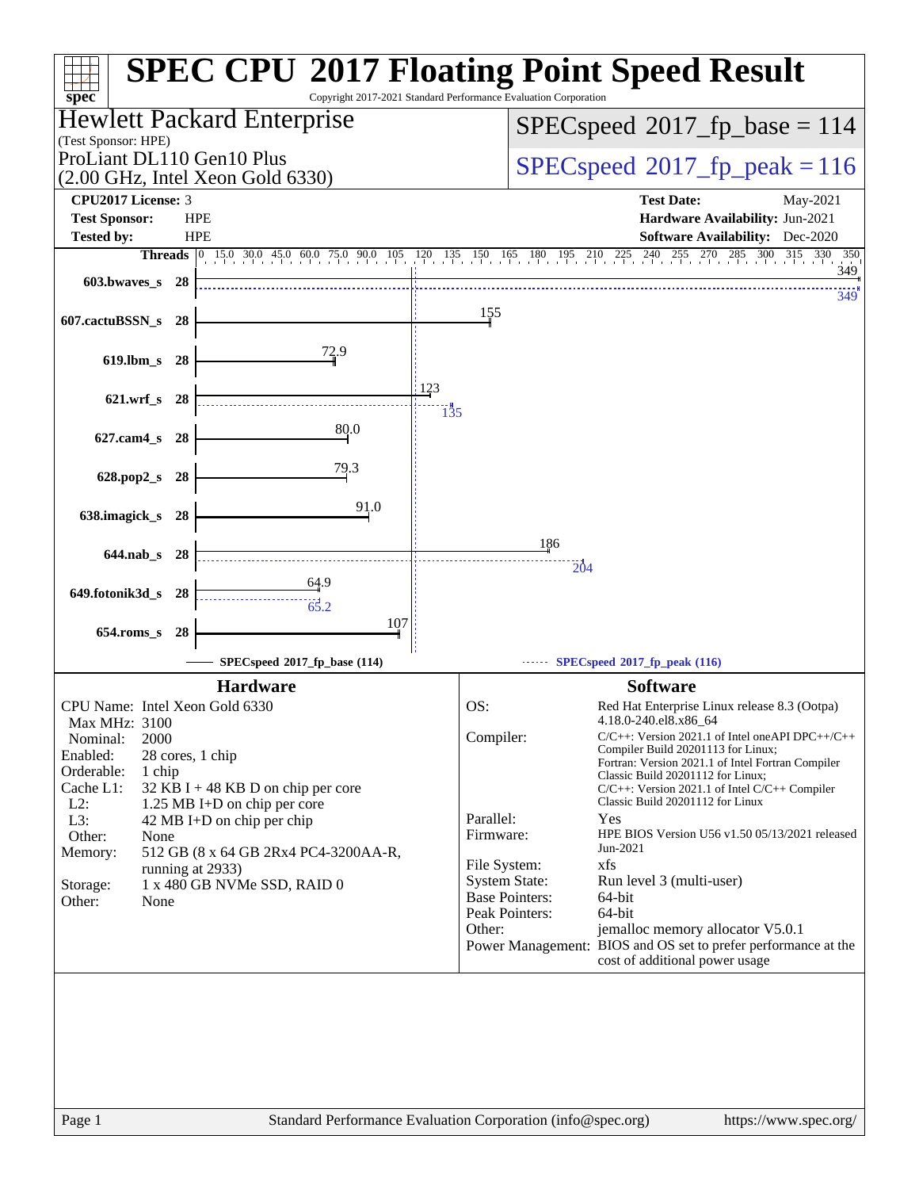# SPEC CPU 2017 Floating Point Speed Result

Copyright 2017-2021 Standard Performance Evaluation Corporation

**Hewlett Packard Enterprise**
(Test Sponsor: HPE)
ProLiant DL110 Gen10 Plus
(2.00 GHz, Intel Xeon Gold 6330)

SPECspeed 2017_fp_base = 114

SPECspeed 2017_fp_peak = 116

| | | | |
|---|---|---|---|
| **CPU2017 License:** | 3 | **Test Date:** | May-2021 |
| **Test Sponsor:** | HPE | **Hardware Availability:** | Jun-2021 |
| **Tested by:** | HPE | **Software Availability:** | Dec-2020 |

Threads | 0 15.0 30.0 45.0 60.0 75.0 90.0 105 120 135 150 165 180 195 210 225 240 255 270 285 300 315 330 350

603.bwaves_s 28 — 349 / 349
607.cactuBSSN_s 28 — 155
619.lbm_s 28 — 72.9
621.wrf_s 28 — 123 / 135
627.cam4_s 28 — 80.0
628.pop2_s 28 — 79.3
638.imagick_s 28 — 91.0
644.nab_s 28 — 186 / 204
649.fotonik3d_s 28 — 64.9 / 65.2
654.roms_s 28 — 107

SPECspeed 2017_fp_base (114)
SPECspeed 2017_fp_peak (116)

## Hardware

| | |
|---|---|
| CPU Name: | Intel Xeon Gold 6330 |
| Max MHz: | 3100 |
| Nominal: | 2000 |
| Enabled: | 28 cores, 1 chip |
| Orderable: | 1 chip |
| Cache L1: | 32 KB I + 48 KB D on chip per core |
| L2: | 1.25 MB I+D on chip per core |
| L3: | 42 MB I+D on chip per chip |
| Other: | None |
| Memory: | 512 GB (8 x 64 GB 2Rx4 PC4-3200AA-R, running at 2933) |
| Storage: | 1 x 480 GB NVMe SSD, RAID 0 |
| Other: | None |

## Software

| | |
|---|---|
| OS: | Red Hat Enterprise Linux release 8.3 (Ootpa) 4.18.0-240.el8.x86_64 |
| Compiler: | C/C++: Version 2021.1 of Intel oneAPI DPC++/C++ Compiler Build 20201113 for Linux; Fortran: Version 2021.1 of Intel Fortran Compiler Classic Build 20201112 for Linux; C/C++: Version 2021.1 of Intel C/C++ Compiler Classic Build 20201112 for Linux |
| Parallel: | Yes |
| Firmware: | HPE BIOS Version U56 v1.50 05/13/2021 released Jun-2021 |
| File System: | xfs |
| System State: | Run level 3 (multi-user) |
| Base Pointers: | 64-bit |
| Peak Pointers: | 64-bit |
| Other: | jemalloc memory allocator V5.0.1 |
| Power Management: | BIOS and OS set to prefer performance at the cost of additional power usage |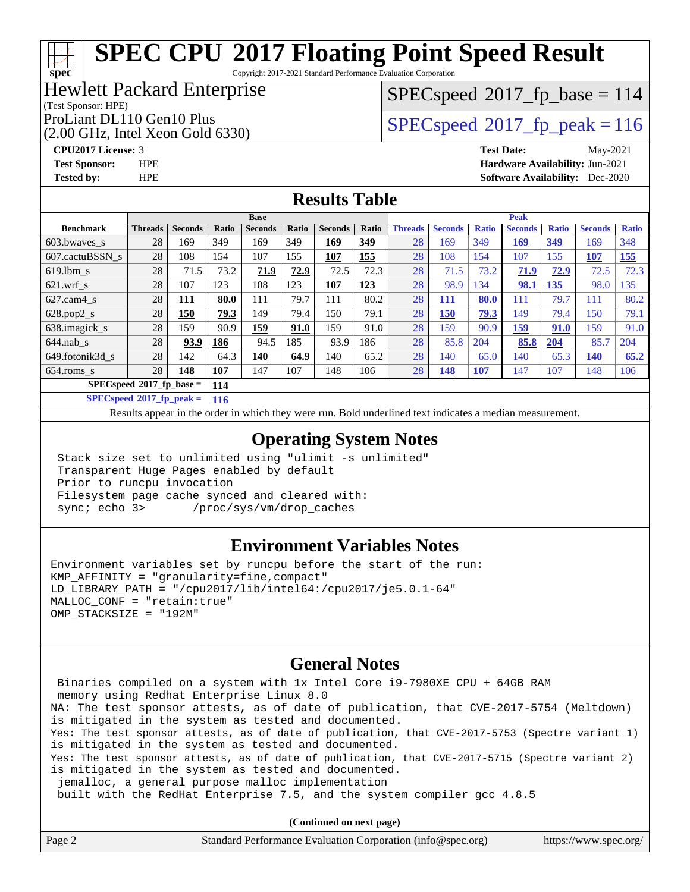# SPEC CPU 2017 Floating Point Speed Result

Copyright 2017-2021 Standard Performance Evaluation Corporation

## Hewlett Packard Enterprise

(Test Sponsor: HPE)

ProLiant DL110 Gen10 Plus
(2.00 GHz, Intel Xeon Gold 6330)

SPECspeed 2017_fp_base = 114

SPECspeed 2017_fp_peak = 116

**CPU2017 License:** 3
**Test Sponsor:** HPE
**Tested by:** HPE

**Test Date:** May-2021
**Hardware Availability:** Jun-2021
**Software Availability:** Dec-2020

## Results Table

| | Base | | | | | | | Peak | | | | | | |
|---|---|---|---|---|---|---|---|---|---|---|---|---|---|---|
| **Benchmark** | **Threads** | **Seconds** | **Ratio** | **Seconds** | **Ratio** | **Seconds** | **Ratio** | **Threads** | **Seconds** | **Ratio** | **Seconds** | **Ratio** | **Seconds** | **Ratio** |
| 603.bwaves_s | 28 | 169 | 349 | 169 | 349 | **169** | **349** | 28 | 169 | 349 | **169** | **349** | 169 | 348 |
| 607.cactuBSSN_s | 28 | 108 | 154 | 107 | 155 | **107** | **155** | 28 | 108 | 154 | 107 | 155 | **107** | **155** |
| 619.lbm_s | 28 | 71.5 | 73.2 | **71.9** | **72.9** | 72.5 | 72.3 | 28 | 71.5 | 73.2 | **71.9** | **72.9** | 72.5 | 72.3 |
| 621.wrf_s | 28 | 107 | 123 | 108 | 123 | **107** | **123** | 28 | 98.9 | 134 | **98.1** | **135** | 98.0 | 135 |
| 627.cam4_s | 28 | **111** | **80.0** | 111 | 79.7 | 111 | 80.2 | 28 | **111** | **80.0** | 111 | 79.7 | 111 | 80.2 |
| 628.pop2_s | 28 | **150** | **79.3** | 149 | 79.4 | 150 | 79.1 | 28 | **150** | **79.3** | 149 | 79.4 | 150 | 79.1 |
| 638.imagick_s | 28 | 159 | 90.9 | **159** | **91.0** | 159 | 91.0 | 28 | 159 | 90.9 | **159** | **91.0** | 159 | 91.0 |
| 644.nab_s | 28 | **93.9** | **186** | 94.5 | 185 | 93.9 | 186 | 28 | 85.8 | 204 | **85.8** | **204** | 85.7 | 204 |
| 649.fotonik3d_s | 28 | 142 | 64.3 | **140** | **64.9** | 140 | 65.2 | 28 | 140 | 65.0 | 140 | 65.3 | **140** | **65.2** |
| 654.roms_s | 28 | **148** | **107** | 147 | 107 | 148 | 106 | 28 | **148** | **107** | 147 | 107 | 148 | 106 |

**SPECspeed 2017_fp_base = 114**

**SPECspeed 2017_fp_peak = 116**

Results appear in the order in which they were run. Bold underlined text indicates a median measurement.

## Operating System Notes

```
Stack size set to unlimited using "ulimit -s unlimited"
Transparent Huge Pages enabled by default
Prior to runcpu invocation
Filesystem page cache synced and cleared with:
sync; echo 3>       /proc/sys/vm/drop_caches
```

## Environment Variables Notes

```
Environment variables set by runcpu before the start of the run:
KMP_AFFINITY = "granularity=fine,compact"
LD_LIBRARY_PATH = "/cpu2017/lib/intel64:/cpu2017/je5.0.1-64"
MALLOC_CONF = "retain:true"
OMP_STACKSIZE = "192M"
```

## General Notes

```
 Binaries compiled on a system with 1x Intel Core i9-7980XE CPU + 64GB RAM
 memory using Redhat Enterprise Linux 8.0
NA: The test sponsor attests, as of date of publication, that CVE-2017-5754 (Meltdown)
is mitigated in the system as tested and documented.
Yes: The test sponsor attests, as of date of publication, that CVE-2017-5753 (Spectre variant 1)
is mitigated in the system as tested and documented.
Yes: The test sponsor attests, as of date of publication, that CVE-2017-5715 (Spectre variant 2)
is mitigated in the system as tested and documented.
 jemalloc, a general purpose malloc implementation
 built with the RedHat Enterprise 7.5, and the system compiler gcc 4.8.5
```

**(Continued on next page)**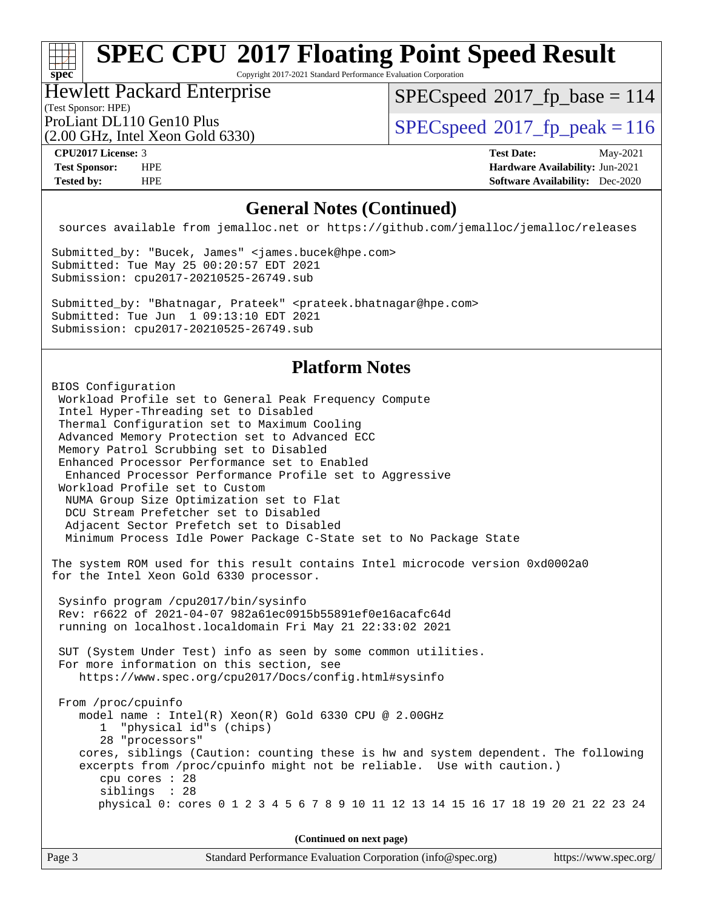# SPEC CPU 2017 Floating Point Speed Result

Copyright 2017-2021 Standard Performance Evaluation Corporation

**Hewlett Packard Enterprise**
(Test Sponsor: HPE)
ProLiant DL110 Gen10 Plus
(2.00 GHz, Intel Xeon Gold 6330)

SPECspeed 2017_fp_base = 114
SPECspeed 2017_fp_peak = 116

| | | | |
|---|---|---|---|
| **CPU2017 License:** | 3 | **Test Date:** | May-2021 |
| **Test Sponsor:** | HPE | **Hardware Availability:** | Jun-2021 |
| **Tested by:** | HPE | **Software Availability:** | Dec-2020 |

## General Notes (Continued)

```
 sources available from jemalloc.net or https://github.com/jemalloc/jemalloc/releases

Submitted_by: "Bucek, James" <james.bucek@hpe.com>
Submitted: Tue May 25 00:20:57 EDT 2021
Submission: cpu2017-20210525-26749.sub

Submitted_by: "Bhatnagar, Prateek" <prateek.bhatnagar@hpe.com>
Submitted: Tue Jun  1 09:13:10 EDT 2021
Submission: cpu2017-20210525-26749.sub
```

## Platform Notes

```
BIOS Configuration
 Workload Profile set to General Peak Frequency Compute
 Intel Hyper-Threading set to Disabled
 Thermal Configuration set to Maximum Cooling
 Advanced Memory Protection set to Advanced ECC
 Memory Patrol Scrubbing set to Disabled
 Enhanced Processor Performance set to Enabled
  Enhanced Processor Performance Profile set to Aggressive
 Workload Profile set to Custom
  NUMA Group Size Optimization set to Flat
  DCU Stream Prefetcher set to Disabled
  Adjacent Sector Prefetch set to Disabled
  Minimum Process Idle Power Package C-State set to No Package State

The system ROM used for this result contains Intel microcode version 0xd0002a0
for the Intel Xeon Gold 6330 processor.

 Sysinfo program /cpu2017/bin/sysinfo
 Rev: r6622 of 2021-04-07 982a61ec0915b55891ef0e16acafc64d
 running on localhost.localdomain Fri May 21 22:33:02 2021

 SUT (System Under Test) info as seen by some common utilities.
 For more information on this section, see
    https://www.spec.org/cpu2017/Docs/config.html#sysinfo

 From /proc/cpuinfo
    model name : Intel(R) Xeon(R) Gold 6330 CPU @ 2.00GHz
       1  "physical id"s (chips)
       28 "processors"
    cores, siblings (Caution: counting these is hw and system dependent. The following
    excerpts from /proc/cpuinfo might not be reliable.  Use with caution.)
       cpu cores : 28
       siblings  : 28
       physical 0: cores 0 1 2 3 4 5 6 7 8 9 10 11 12 13 14 15 16 17 18 19 20 21 22 23 24
```

(Continued on next page)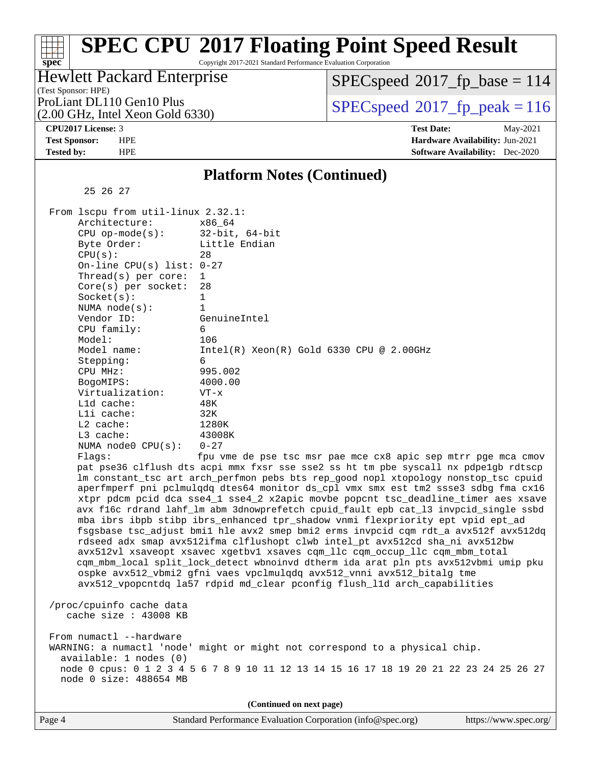## Platform Notes (Continued)

```
     25 26 27

 From lscpu from util-linux 2.32.1:
      Architecture:        x86_64
      CPU op-mode(s):      32-bit, 64-bit
      Byte Order:          Little Endian
      CPU(s):              28
      On-line CPU(s) list: 0-27
      Thread(s) per core:  1
      Core(s) per socket:  28
      Socket(s):           1
      NUMA node(s):        1
      Vendor ID:           GenuineIntel
      CPU family:          6
      Model:               106
      Model name:          Intel(R) Xeon(R) Gold 6330 CPU @ 2.00GHz
      Stepping:            6
      CPU MHz:             995.002
      BogoMIPS:            4000.00
      Virtualization:      VT-x
      L1d cache:           48K
      L1i cache:           32K
      L2 cache:            1280K
      L3 cache:            43008K
      NUMA node0 CPU(s):   0-27
      Flags:               fpu vme de pse tsc msr pae mce cx8 apic sep mtrr pge mca cmov
      pat pse36 clflush dts acpi mmx fxsr sse sse2 ss ht tm pbe syscall nx pdpe1gb rdtscp
      lm constant_tsc art arch_perfmon pebs bts rep_good nopl xtopology nonstop_tsc cpuid
      aperfmperf pni pclmulqdq dtes64 monitor ds_cpl vmx smx est tm2 ssse3 sdbg fma cx16
      xtpr pdcm pcid dca sse4_1 sse4_2 x2apic movbe popcnt tsc_deadline_timer aes xsave
      avx f16c rdrand lahf_lm abm 3dnowprefetch cpuid_fault epb cat_l3 invpcid_single ssbd
      mba ibrs ibpb stibp ibrs_enhanced tpr_shadow vnmi flexpriority ept vpid ept_ad
      fsgsbase tsc_adjust bmi1 hle avx2 smep bmi2 erms invpcid cqm rdt_a avx512f avx512dq
      rdseed adx smap avx512ifma clflushopt clwb intel_pt avx512cd sha_ni avx512bw
      avx512vl xsaveopt xsavec xgetbv1 xsaves cqm_llc cqm_occup_llc cqm_mbm_total
      cqm_mbm_local split_lock_detect wbnoinvd dtherm ida arat pln pts avx512vbmi umip pku
      ospke avx512_vbmi2 gfni vaes vpclmulqdq avx512_vnni avx512_bitalg tme
      avx512_vpopcntdq la57 rdpid md_clear pconfig flush_l1d arch_capabilities

 /proc/cpuinfo cache data
    cache size : 43008 KB

 From numactl --hardware
 WARNING: a numactl 'node' might or might not correspond to a physical chip.
   available: 1 nodes (0)
   node 0 cpus: 0 1 2 3 4 5 6 7 8 9 10 11 12 13 14 15 16 17 18 19 20 21 22 23 24 25 26 27
   node 0 size: 488654 MB
```

(Continued on next page)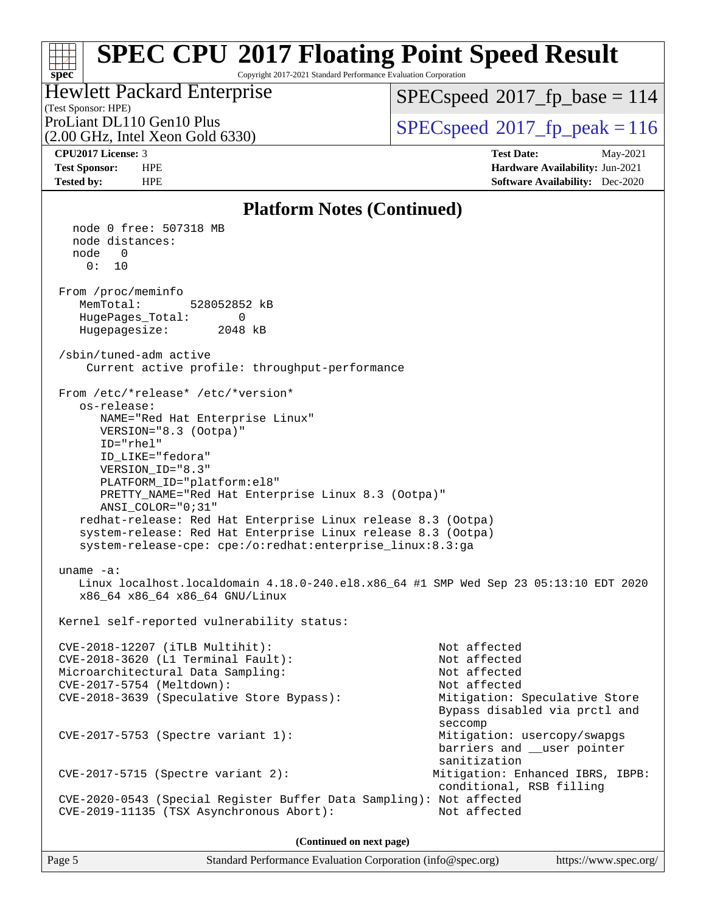# SPEC CPU 2017 Floating Point Speed Result

Copyright 2017-2021 Standard Performance Evaluation Corporation

**Hewlett Packard Enterprise**
(Test Sponsor: HPE)
ProLiant DL110 Gen10 Plus
(2.00 GHz, Intel Xeon Gold 6330)

SPECspeed 2017_fp_base = 114
SPECspeed 2017_fp_peak = 116

**CPU2017 License:** 3
**Test Sponsor:** HPE
**Tested by:** HPE

**Test Date:** May-2021
**Hardware Availability:** Jun-2021
**Software Availability:** Dec-2020

## Platform Notes (Continued)

```
   node 0 free: 507318 MB
   node distances:
   node   0
     0:  10

 From /proc/meminfo
    MemTotal:       528052852 kB
    HugePages_Total:       0
    Hugepagesize:       2048 kB

 /sbin/tuned-adm active
     Current active profile: throughput-performance

 From /etc/*release* /etc/*version*
    os-release:
       NAME="Red Hat Enterprise Linux"
       VERSION="8.3 (Ootpa)"
       ID="rhel"
       ID_LIKE="fedora"
       VERSION_ID="8.3"
       PLATFORM_ID="platform:el8"
       PRETTY_NAME="Red Hat Enterprise Linux 8.3 (Ootpa)"
       ANSI_COLOR="0;31"
    redhat-release: Red Hat Enterprise Linux release 8.3 (Ootpa)
    system-release: Red Hat Enterprise Linux release 8.3 (Ootpa)
    system-release-cpe: cpe:/o:redhat:enterprise_linux:8.3:ga

 uname -a:
    Linux localhost.localdomain 4.18.0-240.el8.x86_64 #1 SMP Wed Sep 23 05:13:10 EDT 2020
    x86_64 x86_64 x86_64 GNU/Linux

 Kernel self-reported vulnerability status:

 CVE-2018-12207 (iTLB Multihit):                          Not affected
 CVE-2018-3620 (L1 Terminal Fault):                       Not affected
 Microarchitectural Data Sampling:                        Not affected
 CVE-2017-5754 (Meltdown):                                Not affected
 CVE-2018-3639 (Speculative Store Bypass):                Mitigation: Speculative Store
                                                          Bypass disabled via prctl and
                                                          seccomp
 CVE-2017-5753 (Spectre variant 1):                       Mitigation: usercopy/swapgs
                                                          barriers and __user pointer
                                                          sanitization
 CVE-2017-5715 (Spectre variant 2):                      Mitigation: Enhanced IBRS, IBPB:
                                                          conditional, RSB filling
 CVE-2020-0543 (Special Register Buffer Data Sampling): Not affected
 CVE-2019-11135 (TSX Asynchronous Abort):                 Not affected
```

(Continued on next page)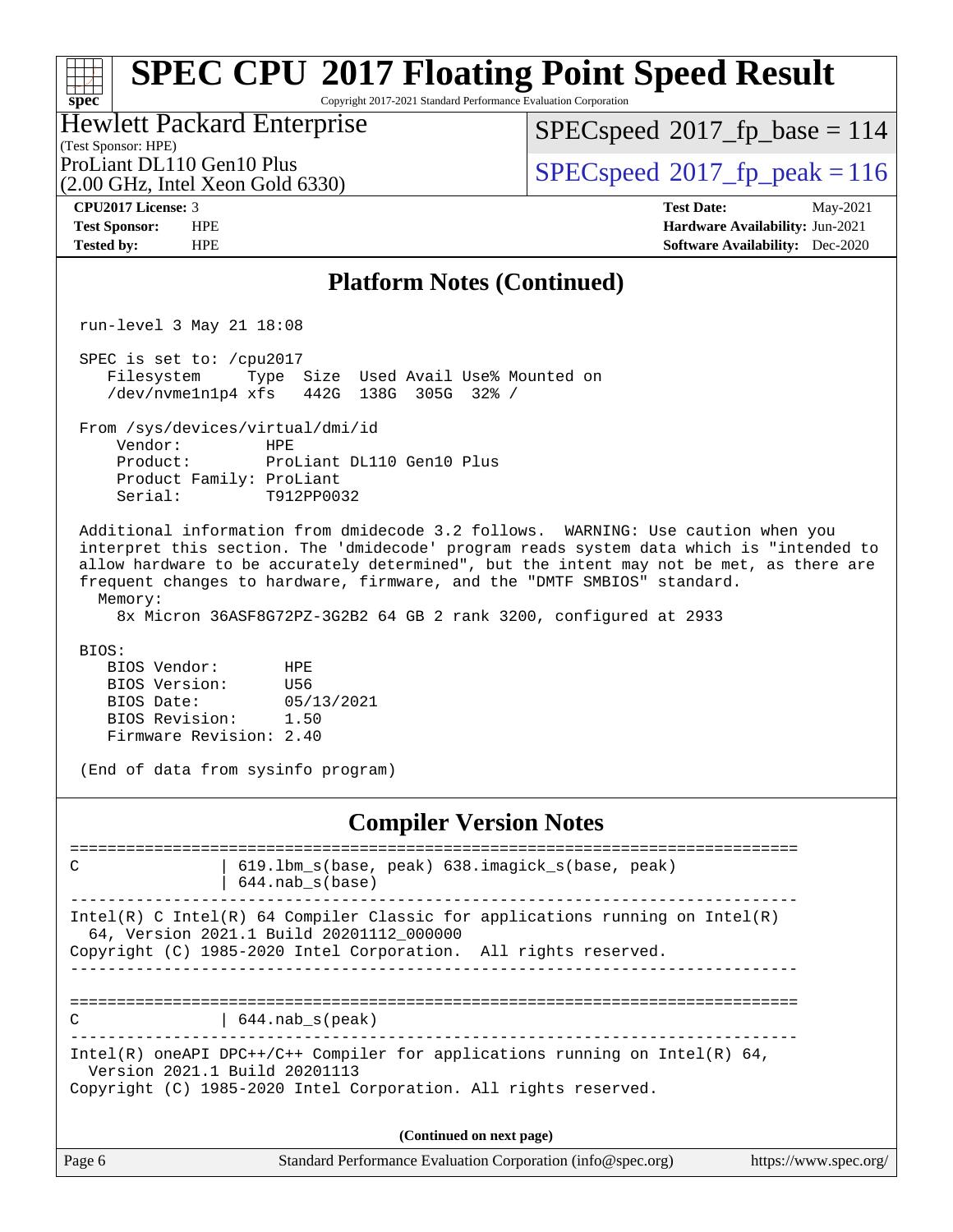## Platform Notes (Continued)

```
run-level 3 May 21 18:08

SPEC is set to: /cpu2017
   Filesystem     Type  Size  Used Avail Use% Mounted on
   /dev/nvme1n1p4 xfs   442G  138G  305G  32% /

From /sys/devices/virtual/dmi/id
    Vendor:         HPE
    Product:        ProLiant DL110 Gen10 Plus
    Product Family: ProLiant
    Serial:         T912PP0032

Additional information from dmidecode 3.2 follows.  WARNING: Use caution when you
interpret this section. The 'dmidecode' program reads system data which is "intended to
allow hardware to be accurately determined", but the intent may not be met, as there are
frequent changes to hardware, firmware, and the "DMTF SMBIOS" standard.
  Memory:
    8x Micron 36ASF8G72PZ-3G2B2 64 GB 2 rank 3200, configured at 2933

BIOS:
   BIOS Vendor:       HPE
   BIOS Version:      U56
   BIOS Date:         05/13/2021
   BIOS Revision:     1.50
   Firmware Revision: 2.40

(End of data from sysinfo program)
```

## Compiler Version Notes

```
==============================================================================
C               | 619.lbm_s(base, peak) 638.imagick_s(base, peak)
                | 644.nab_s(base)
------------------------------------------------------------------------------
Intel(R) C Intel(R) 64 Compiler Classic for applications running on Intel(R)
  64, Version 2021.1 Build 20201112_000000
Copyright (C) 1985-2020 Intel Corporation.  All rights reserved.
------------------------------------------------------------------------------

==============================================================================
C               | 644.nab_s(peak)
------------------------------------------------------------------------------
Intel(R) oneAPI DPC++/C++ Compiler for applications running on Intel(R) 64,
  Version 2021.1 Build 20201113
Copyright (C) 1985-2020 Intel Corporation. All rights reserved.
```

(Continued on next page)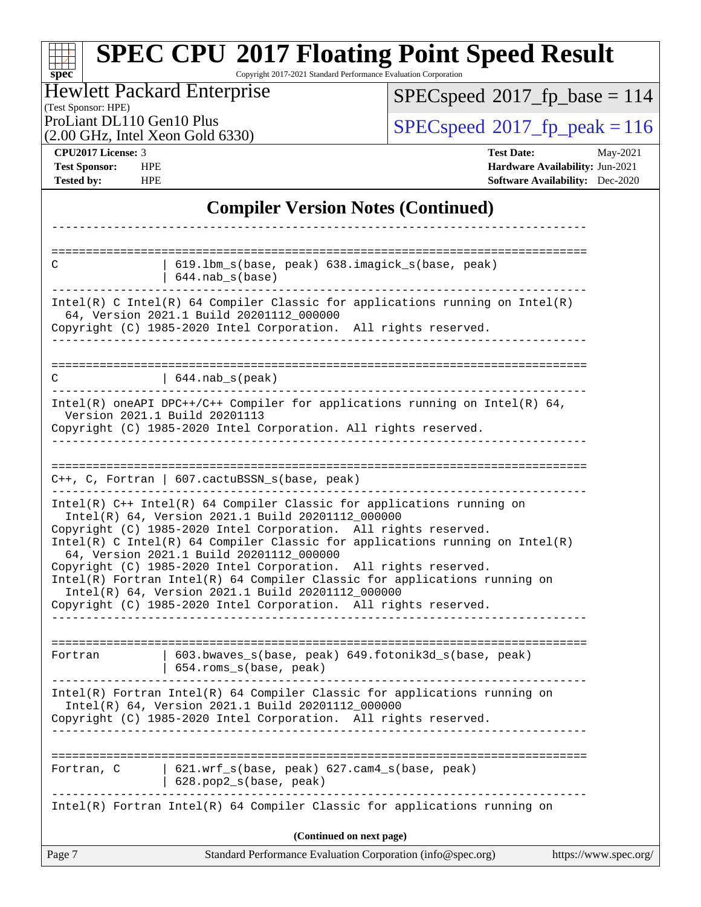## Compiler Version Notes (Continued)

```
------------------------------------------------------------------------------

==============================================================================
C               | 619.lbm_s(base, peak) 638.imagick_s(base, peak)
                | 644.nab_s(base)
------------------------------------------------------------------------------
Intel(R) C Intel(R) 64 Compiler Classic for applications running on Intel(R)
  64, Version 2021.1 Build 20201112_000000
Copyright (C) 1985-2020 Intel Corporation.  All rights reserved.
------------------------------------------------------------------------------

==============================================================================
C               | 644.nab_s(peak)
------------------------------------------------------------------------------
Intel(R) oneAPI DPC++/C++ Compiler for applications running on Intel(R) 64,
  Version 2021.1 Build 20201113
Copyright (C) 1985-2020 Intel Corporation. All rights reserved.
------------------------------------------------------------------------------

==============================================================================
C++, C, Fortran | 607.cactuBSSN_s(base, peak)
------------------------------------------------------------------------------
Intel(R) C++ Intel(R) 64 Compiler Classic for applications running on
  Intel(R) 64, Version 2021.1 Build 20201112_000000
Copyright (C) 1985-2020 Intel Corporation.  All rights reserved.
Intel(R) C Intel(R) 64 Compiler Classic for applications running on Intel(R)
  64, Version 2021.1 Build 20201112_000000
Copyright (C) 1985-2020 Intel Corporation.  All rights reserved.
Intel(R) Fortran Intel(R) 64 Compiler Classic for applications running on
  Intel(R) 64, Version 2021.1 Build 20201112_000000
Copyright (C) 1985-2020 Intel Corporation.  All rights reserved.
------------------------------------------------------------------------------

==============================================================================
Fortran         | 603.bwaves_s(base, peak) 649.fotonik3d_s(base, peak)
                | 654.roms_s(base, peak)
------------------------------------------------------------------------------
Intel(R) Fortran Intel(R) 64 Compiler Classic for applications running on
  Intel(R) 64, Version 2021.1 Build 20201112_000000
Copyright (C) 1985-2020 Intel Corporation.  All rights reserved.
------------------------------------------------------------------------------

==============================================================================
Fortran, C      | 621.wrf_s(base, peak) 627.cam4_s(base, peak)
                | 628.pop2_s(base, peak)
------------------------------------------------------------------------------
Intel(R) Fortran Intel(R) 64 Compiler Classic for applications running on
```

(Continued on next page)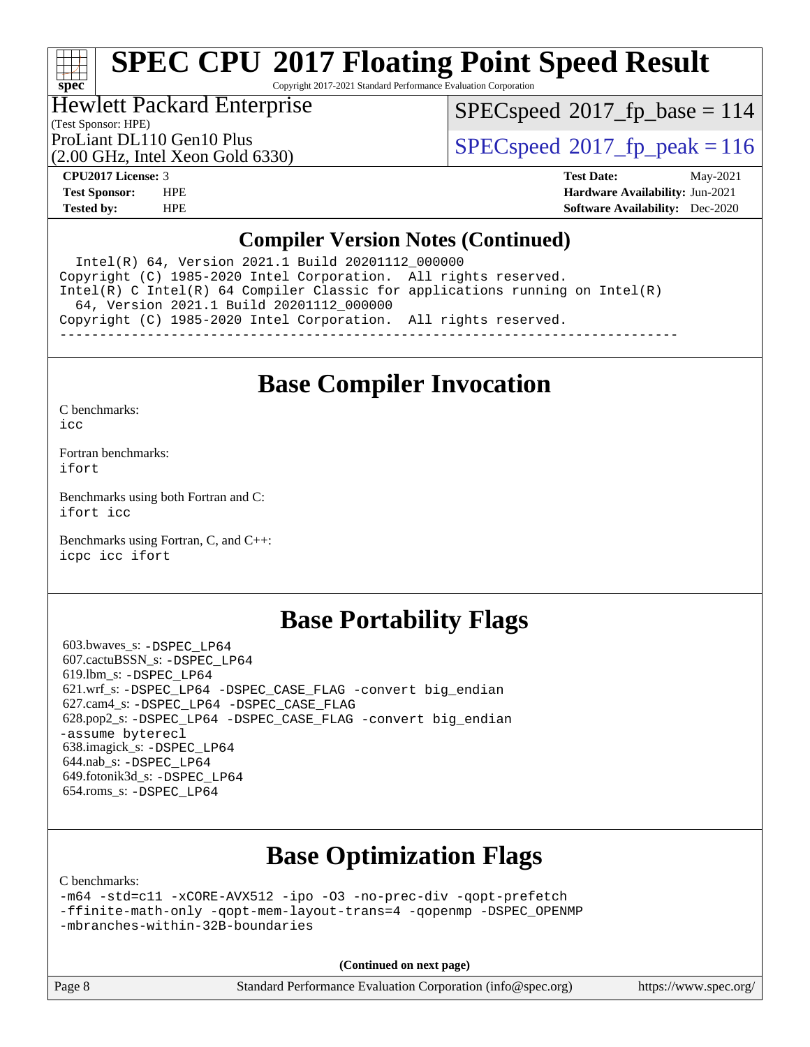# SPEC CPU 2017 Floating Point Speed Result

Copyright 2017-2021 Standard Performance Evaluation Corporation

Hewlett Packard Enterprise
(Test Sponsor: HPE)
ProLiant DL110 Gen10 Plus
(2.00 GHz, Intel Xeon Gold 6330)

SPECspeed 2017_fp_base = 114
SPECspeed 2017_fp_peak = 116

**CPU2017 License:** 3
**Test Sponsor:** HPE
**Tested by:** HPE

**Test Date:** May-2021
**Hardware Availability:** Jun-2021
**Software Availability:** Dec-2020

## Compiler Version Notes (Continued)

```
  Intel(R) 64, Version 2021.1 Build 20201112_000000
Copyright (C) 1985-2020 Intel Corporation.  All rights reserved.
Intel(R) C Intel(R) 64 Compiler Classic for applications running on Intel(R)
  64, Version 2021.1 Build 20201112_000000
Copyright (C) 1985-2020 Intel Corporation.  All rights reserved.
------------------------------------------------------------------------------
```

## Base Compiler Invocation

C benchmarks:
icc

Fortran benchmarks:
ifort

Benchmarks using both Fortran and C:
ifort icc

Benchmarks using Fortran, C, and C++:
icpc icc ifort

## Base Portability Flags

603.bwaves_s: -DSPEC_LP64
607.cactuBSSN_s: -DSPEC_LP64
619.lbm_s: -DSPEC_LP64
621.wrf_s: -DSPEC_LP64 -DSPEC_CASE_FLAG -convert big_endian
627.cam4_s: -DSPEC_LP64 -DSPEC_CASE_FLAG
628.pop2_s: -DSPEC_LP64 -DSPEC_CASE_FLAG -convert big_endian -assume byterecl
638.imagick_s: -DSPEC_LP64
644.nab_s: -DSPEC_LP64
649.fotonik3d_s: -DSPEC_LP64
654.roms_s: -DSPEC_LP64

## Base Optimization Flags

C benchmarks:
-m64 -std=c11 -xCORE-AVX512 -ipo -O3 -no-prec-div -qopt-prefetch
-ffinite-math-only -qopt-mem-layout-trans=4 -qopenmp -DSPEC_OPENMP
-mbranches-within-32B-boundaries

**(Continued on next page)**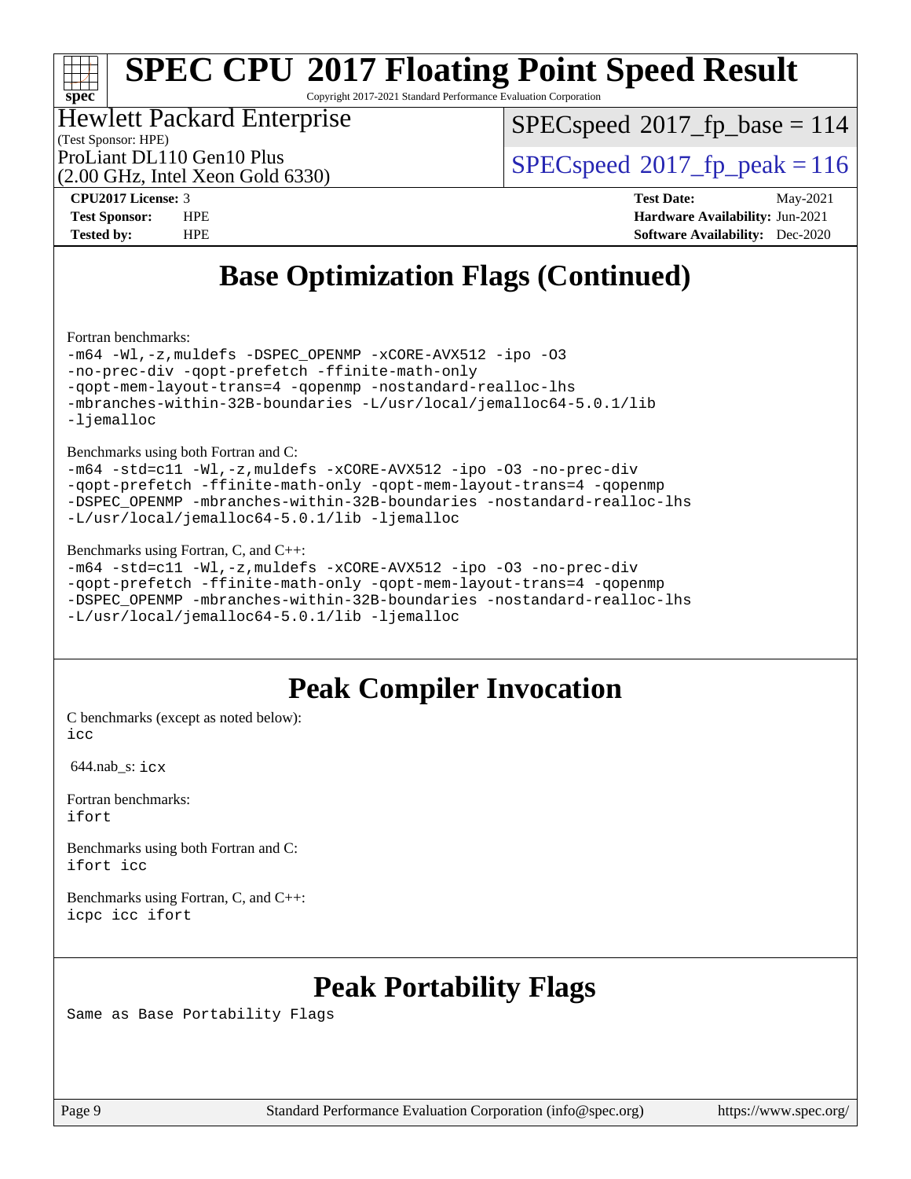# Base Optimization Flags (Continued)

Fortran benchmarks:

```
-m64 -Wl,-z,muldefs -DSPEC_OPENMP -xCORE-AVX512 -ipo -O3
-no-prec-div -qopt-prefetch -ffinite-math-only
-qopt-mem-layout-trans=4 -qopenmp -nostandard-realloc-lhs
-mbranches-within-32B-boundaries -L/usr/local/jemalloc64-5.0.1/lib
-ljemalloc
```

Benchmarks using both Fortran and C:

```
-m64 -std=c11 -Wl,-z,muldefs -xCORE-AVX512 -ipo -O3 -no-prec-div
-qopt-prefetch -ffinite-math-only -qopt-mem-layout-trans=4 -qopenmp
-DSPEC_OPENMP -mbranches-within-32B-boundaries -nostandard-realloc-lhs
-L/usr/local/jemalloc64-5.0.1/lib -ljemalloc
```

Benchmarks using Fortran, C, and C++:

```
-m64 -std=c11 -Wl,-z,muldefs -xCORE-AVX512 -ipo -O3 -no-prec-div
-qopt-prefetch -ffinite-math-only -qopt-mem-layout-trans=4 -qopenmp
-DSPEC_OPENMP -mbranches-within-32B-boundaries -nostandard-realloc-lhs
-L/usr/local/jemalloc64-5.0.1/lib -ljemalloc
```

# Peak Compiler Invocation

C benchmarks (except as noted below):
`icc`

644.nab_s: `icx`

Fortran benchmarks:
`ifort`

Benchmarks using both Fortran and C:
`ifort icc`

Benchmarks using Fortran, C, and C++:
`icpc icc ifort`

# Peak Portability Flags

Same as Base Portability Flags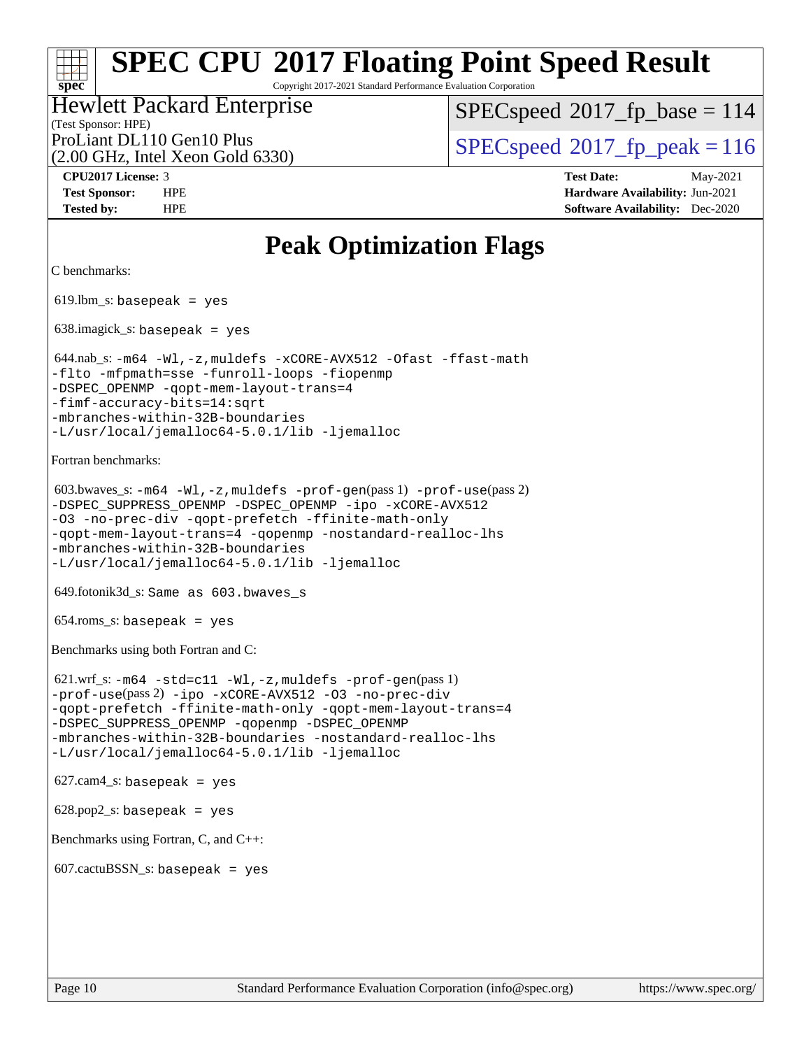# Peak Optimization Flags

C benchmarks:

619.lbm_s: `basepeak = yes`

638.imagick_s: `basepeak = yes`

644.nab_s: `-m64 -Wl,-z,muldefs -xCORE-AVX512 -Ofast -ffast-math -flto -mfpmath=sse -funroll-loops -fiopenmp -DSPEC_OPENMP -qopt-mem-layout-trans=4 -fimf-accuracy-bits=14:sqrt -mbranches-within-32B-boundaries -L/usr/local/jemalloc64-5.0.1/lib -ljemalloc`

Fortran benchmarks:

603.bwaves_s: `-m64 -Wl,-z,muldefs -prof-gen`(pass 1) `-prof-use`(pass 2) `-DSPEC_SUPPRESS_OPENMP -DSPEC_OPENMP -ipo -xCORE-AVX512 -O3 -no-prec-div -qopt-prefetch -ffinite-math-only -qopt-mem-layout-trans=4 -qopenmp -nostandard-realloc-lhs -mbranches-within-32B-boundaries -L/usr/local/jemalloc64-5.0.1/lib -ljemalloc`

649.fotonik3d_s: `Same as 603.bwaves_s`

654.roms_s: `basepeak = yes`

Benchmarks using both Fortran and C:

621.wrf_s: `-m64 -std=c11 -Wl,-z,muldefs -prof-gen`(pass 1) `-prof-use`(pass 2) `-ipo -xCORE-AVX512 -O3 -no-prec-div -qopt-prefetch -ffinite-math-only -qopt-mem-layout-trans=4 -DSPEC_SUPPRESS_OPENMP -qopenmp -DSPEC_OPENMP -mbranches-within-32B-boundaries -nostandard-realloc-lhs -L/usr/local/jemalloc64-5.0.1/lib -ljemalloc`

627.cam4_s: `basepeak = yes`

628.pop2_s: `basepeak = yes`

Benchmarks using Fortran, C, and C++:

607.cactuBSSN_s: `basepeak = yes`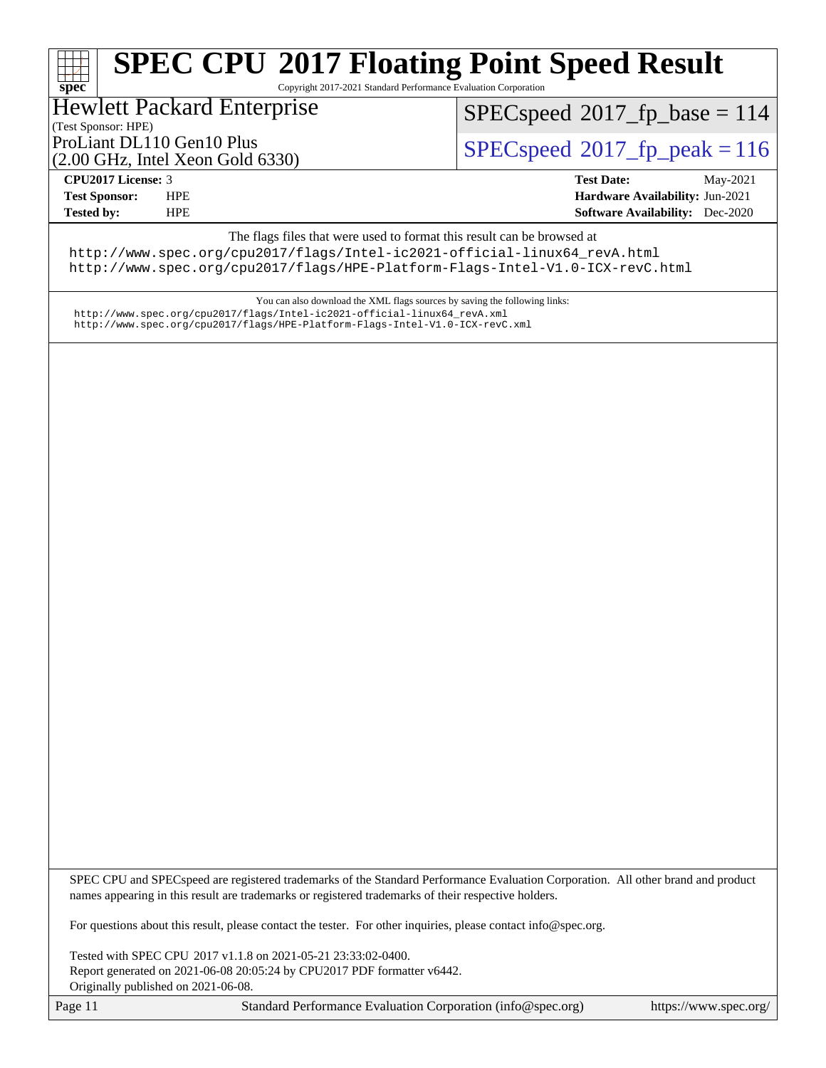The flags files that were used to format this result can be browsed at

http://www.spec.org/cpu2017/flags/Intel-ic2021-official-linux64_revA.html
http://www.spec.org/cpu2017/flags/HPE-Platform-Flags-Intel-V1.0-ICX-revC.html

You can also download the XML flags sources by saving the following links:

http://www.spec.org/cpu2017/flags/Intel-ic2021-official-linux64_revA.xml
http://www.spec.org/cpu2017/flags/HPE-Platform-Flags-Intel-V1.0-ICX-revC.xml

SPEC CPU and SPECspeed are registered trademarks of the Standard Performance Evaluation Corporation. All other brand and product names appearing in this result are trademarks or registered trademarks of their respective holders.

For questions about this result, please contact the tester. For other inquiries, please contact info@spec.org.

Tested with SPEC CPU 2017 v1.1.8 on 2021-05-21 23:33:02-0400.
Report generated on 2021-06-08 20:05:24 by CPU2017 PDF formatter v6442.
Originally published on 2021-06-08.